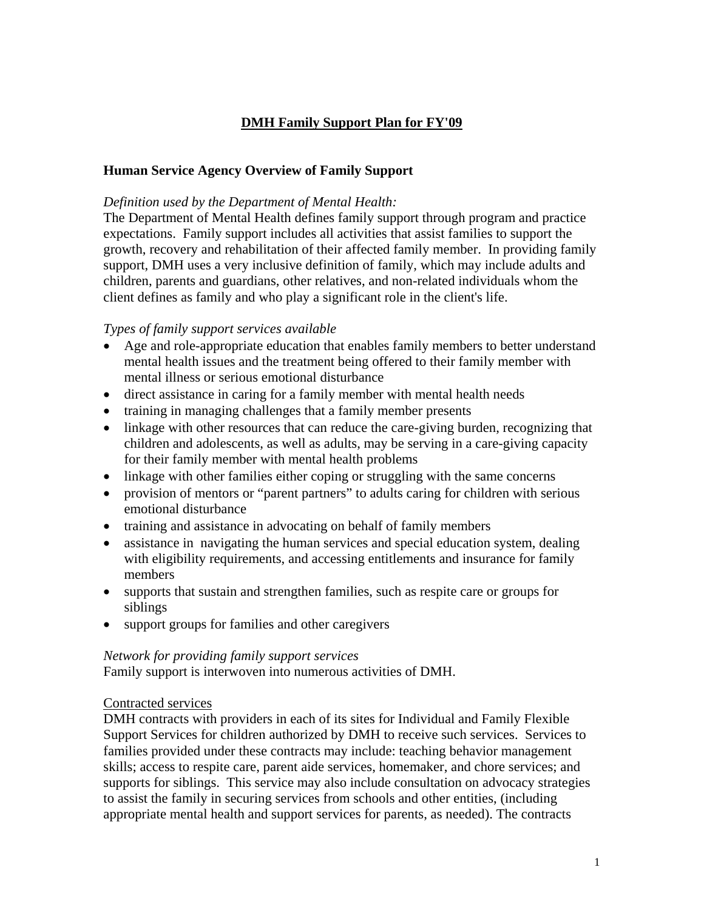# **DMH Family Support Plan for FY'09**

## Human Service Agency Overview of Family Support

*Definition used by the Department of Mental Health:*

The Department of Mental Health defines family support through program and practice expectations. Family support includes all activities that assist families to support the growth, recovery and rehabilitation of their affected family member. In providing family support, DMH uses a very inclusive definition of family, which may include adults and children, parents and guardians, other relatives, and non-related individuals whom the client defines as family and who play a significant role in the client's life.

*Types of family support services available*

- Age and role-appropriate education that enables family members to better understand mental health issues and the treatment being offered to their family member with mental illness or serious emotional disturbance
- direct assistance in caring for a family member with mental health needs
- training in managing challenges that a family member presents
- linkage with other resources that can reduce the care-giving burden, recognizing that children and adolescents, as well as adults, may be serving in a care-giving capacity for their family member with mental health problems
- linkage with other families either coping or struggling with the same concerns
- provision of mentors or "parent partners" to adults caring for children with serious emotional disturbance
- training and assistance in advocating on behalf of family members
- assistance in navigating the human services and special education system, dealing with eligibility requirements, and accessing entitlements and insurance for family members
- supports that sustain and strengthen families, such as respite care or groups for siblings
- support groups for families and other caregivers

*Network for providing family support services*

Family support is interwoven into numerous activities of DMH.

<u>Contracted services</u>

DMH contracts with providers in each of its sites for Individual and Family Flexible Support Services for children authorized by DMH to receive such services. Services to families provided under these contracts may include: teaching behavior management skills; access to respite care, parent aide services, homemaker, and chore services; and supports for siblings. This service may also include consultation on advocacy strategies to assist the family in securing services from schools and other entities, (including appropriate mental health and support services for parents, as needed). The contracts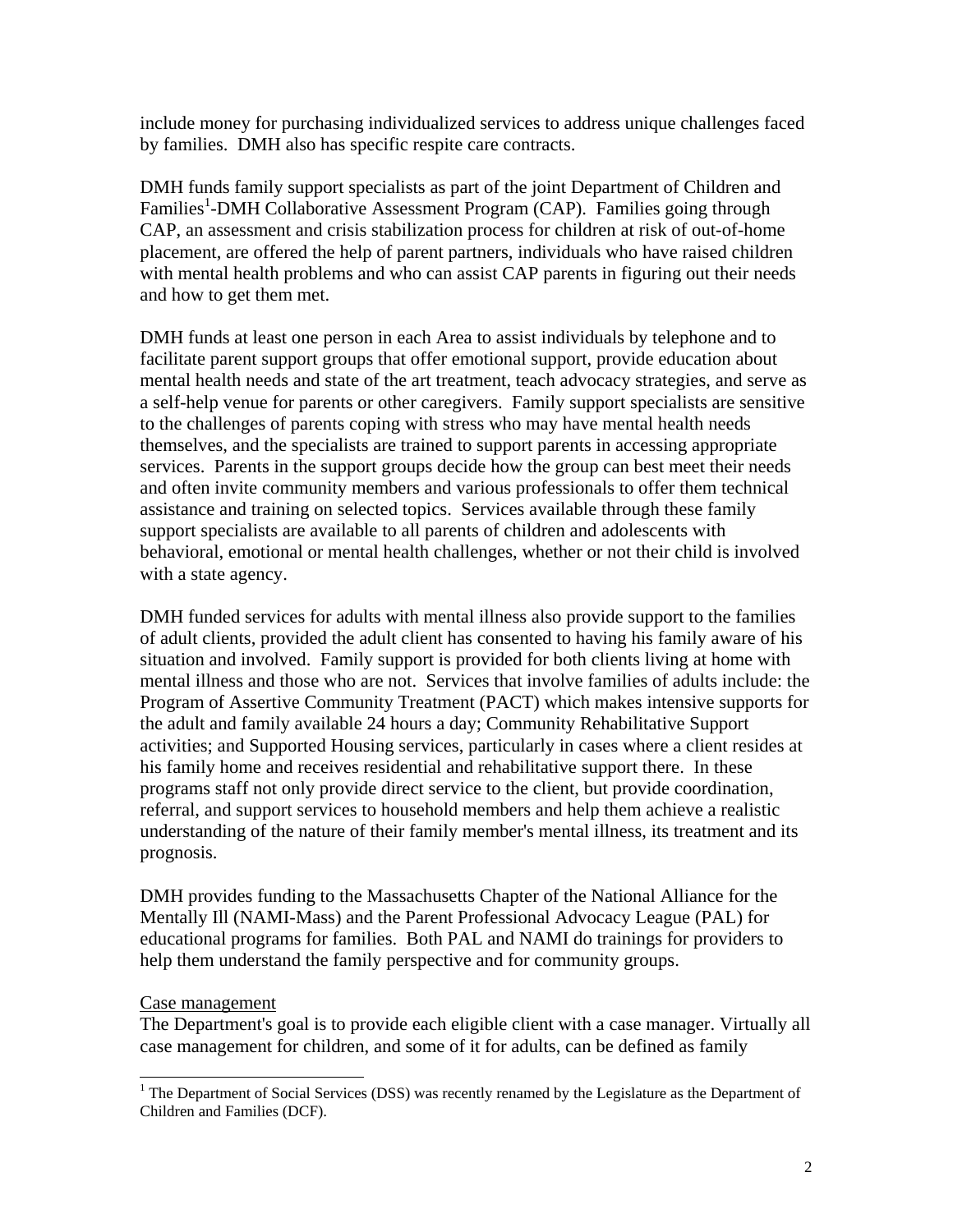include money for purchasing individualized services to address unique challenges faced by families. DMH also has specific respite care contracts.

DMH funds family support specialists as part of the joint Department of Children and Families[1]-DMH Collaborative Assessment Program (CAP). Families going through CAP, an assessment and crisis stabilization process for children at risk of out-of-home placement, are offered the help of parent partners, individuals who have raised children with mental health problems and who can assist CAP parents in figuring out their needs and how to get them met.

DMH funds at least one person in each Area to assist individuals by telephone and to facilitate parent support groups that offer emotional support, provide education about mental health needs and state of the art treatment, teach advocacy strategies, and serve as a self-help venue for parents or other caregivers. Family support specialists are sensitive to the challenges of parents coping with stress who may have mental health needs themselves, and the specialists are trained to support parents in accessing appropriate services. Parents in the support groups decide how the group can best meet their needs and often invite community members and various professionals to offer them technical assistance and training on selected topics. Services available through these family support specialists are available to all parents of children and adolescents with behavioral, emotional or mental health challenges, whether or not their child is involved with a state agency.

DMH funded services for adults with mental illness also provide support to the families of adult clients, provided the adult client has consented to having his family aware of his situation and involved. Family support is provided for both clients living at home with mental illness and those who are not. Services that involve families of adults include: the Program of Assertive Community Treatment (PACT) which makes intensive supports for the adult and family available 24 hours a day; Community Rehabilitative Support activities; and Supported Housing services, particularly in cases where a client resides at his family home and receives residential and rehabilitative support there. In these programs staff not only provide direct service to the client, but provide coordination, referral, and support services to household members and help them achieve a realistic understanding of the nature of their family member's mental illness, its treatment and its prognosis.

DMH provides funding to the Massachusetts Chapter of the National Alliance for the Mentally Ill (NAMI-Mass) and the Parent Professional Advocacy League (PAL) for educational programs for families. Both PAL and NAMI do trainings for providers to help them understand the family perspective and for community groups.

Case management

The Department's goal is to provide each eligible client with a case manager. Virtually all case management for children, and some of it for adults, can be defined as family

[1] The Department of Social Services (DSS) was recently renamed by the Legislature as the Department of Children and Families (DCF).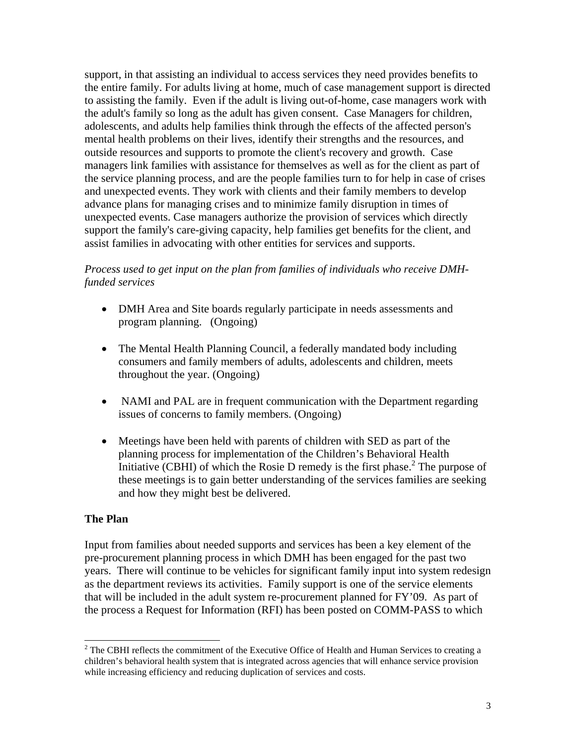support, in that assisting an individual to access services they need provides benefits to the entire family. For adults living at home, much of case management support is directed to assisting the family. Even if the adult is living out-of-home, case managers work with the adult's family so long as the adult has given consent. Case Managers for children, adolescents, and adults help families think through the effects of the affected person's mental health problems on their lives, identify their strengths and the resources, and outside resources and supports to promote the client's recovery and growth. Case managers link families with assistance for themselves as well as for the client as part of the service planning process, and are the people families turn to for help in case of crises and unexpected events. They work with clients and their family members to develop advance plans for managing crises and to minimize family disruption in times of unexpected events. Case managers authorize the provision of services which directly support the family's care-giving capacity, help families get benefits for the client, and assist families in advocating with other entities for services and supports.

*Process used to get input on the plan from families of individuals who receive DMH-funded services*

- DMH Area and Site boards regularly participate in needs assessments and program planning. (Ongoing)
- The Mental Health Planning Council, a federally mandated body including consumers and family members of adults, adolescents and children, meets throughout the year. (Ongoing)
- NAMI and PAL are in frequent communication with the Department regarding issues of concerns to family members. (Ongoing)
- Meetings have been held with parents of children with SED as part of the planning process for implementation of the Children's Behavioral Health Initiative (CBHI) of which the Rosie D remedy is the first phase.[2] The purpose of these meetings is to gain better understanding of the services families are seeking and how they might best be delivered.

**The Plan**

Input from families about needed supports and services has been a key element of the pre-procurement planning process in which DMH has been engaged for the past two years. There will continue to be vehicles for significant family input into system redesign as the department reviews its activities. Family support is one of the service elements that will be included in the adult system re-procurement planned for FY'09. As part of the process a Request for Information (RFI) has been posted on COMM-PASS to which

[2] The CBHI reflects the commitment of the Executive Office of Health and Human Services to creating a children's behavioral health system that is integrated across agencies that will enhance service provision while increasing efficiency and reducing duplication of services and costs.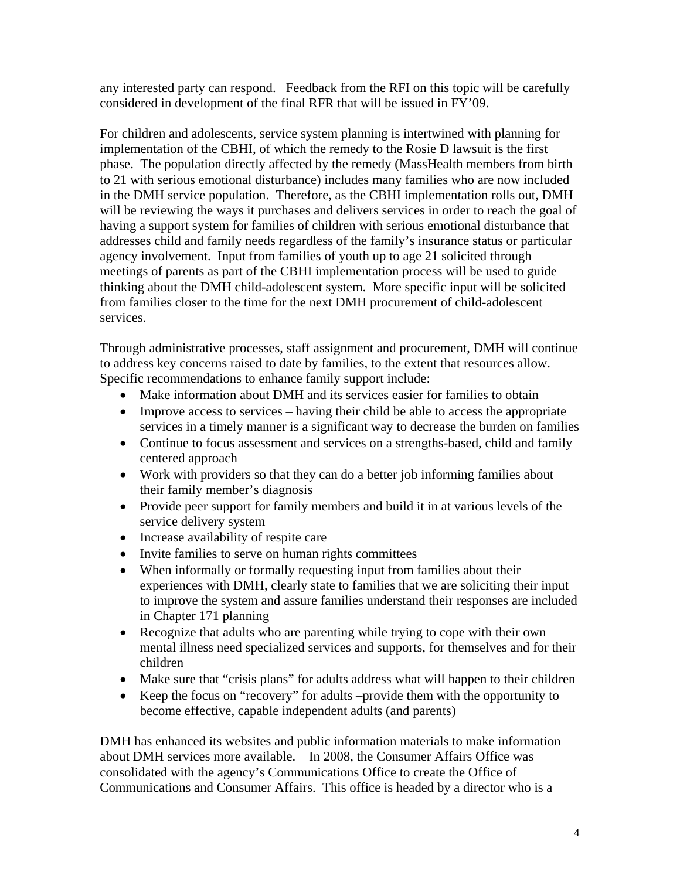any interested party can respond. Feedback from the RFI on this topic will be carefully considered in development of the final RFR that will be issued in FY'09.

For children and adolescents, service system planning is intertwined with planning for implementation of the CBHI, of which the remedy to the Rosie D lawsuit is the first phase. The population directly affected by the remedy (MassHealth members from birth to 21 with serious emotional disturbance) includes many families who are now included in the DMH service population. Therefore, as the CBHI implementation rolls out, DMH will be reviewing the ways it purchases and delivers services in order to reach the goal of having a support system for families of children with serious emotional disturbance that addresses child and family needs regardless of the family's insurance status or particular agency involvement. Input from families of youth up to age 21 solicited through meetings of parents as part of the CBHI implementation process will be used to guide thinking about the DMH child-adolescent system. More specific input will be solicited from families closer to the time for the next DMH procurement of child-adolescent services.

Through administrative processes, staff assignment and procurement, DMH will continue to address key concerns raised to date by families, to the extent that resources allow. Specific recommendations to enhance family support include:

- Make information about DMH and its services easier for families to obtain
- Improve access to services – having their child be able to access the appropriate services in a timely manner is a significant way to decrease the burden on families
- Continue to focus assessment and services on a strengths-based, child and family centered approach
- Work with providers so that they can do a better job informing families about their family member's diagnosis
- Provide peer support for family members and build it in at various levels of the service delivery system
- Increase availability of respite care
- Invite families to serve on human rights committees
- When informally or formally requesting input from families about their experiences with DMH, clearly state to families that we are soliciting their input to improve the system and assure families understand their responses are included in Chapter 171 planning
- Recognize that adults who are parenting while trying to cope with their own mental illness need specialized services and supports, for themselves and for their children
- Make sure that "crisis plans" for adults address what will happen to their children
- Keep the focus on "recovery" for adults –provide them with the opportunity to become effective, capable independent adults (and parents)

DMH has enhanced its websites and public information materials to make information about DMH services more available. In 2008, the Consumer Affairs Office was consolidated with the agency's Communications Office to create the Office of Communications and Consumer Affairs. This office is headed by a director who is a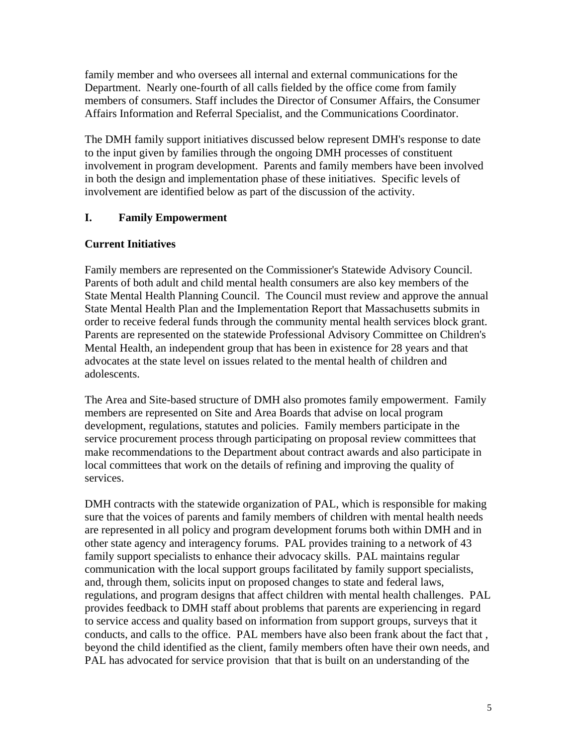family member and who oversees all internal and external communications for the Department. Nearly one-fourth of all calls fielded by the office come from family members of consumers. Staff includes the Director of Consumer Affairs, the Consumer Affairs Information and Referral Specialist, and the Communications Coordinator.

The DMH family support initiatives discussed below represent DMH's response to date to the input given by families through the ongoing DMH processes of constituent involvement in program development. Parents and family members have been involved in both the design and implementation phase of these initiatives. Specific levels of involvement are identified below as part of the discussion of the activity.

## I. Family Empowerment

### Current Initiatives

Family members are represented on the Commissioner's Statewide Advisory Council. Parents of both adult and child mental health consumers are also key members of the State Mental Health Planning Council. The Council must review and approve the annual State Mental Health Plan and the Implementation Report that Massachusetts submits in order to receive federal funds through the community mental health services block grant. Parents are represented on the statewide Professional Advisory Committee on Children's Mental Health, an independent group that has been in existence for 28 years and that advocates at the state level on issues related to the mental health of children and adolescents.

The Area and Site-based structure of DMH also promotes family empowerment. Family members are represented on Site and Area Boards that advise on local program development, regulations, statutes and policies. Family members participate in the service procurement process through participating on proposal review committees that make recommendations to the Department about contract awards and also participate in local committees that work on the details of refining and improving the quality of services.

DMH contracts with the statewide organization of PAL, which is responsible for making sure that the voices of parents and family members of children with mental health needs are represented in all policy and program development forums both within DMH and in other state agency and interagency forums. PAL provides training to a network of 43 family support specialists to enhance their advocacy skills. PAL maintains regular communication with the local support groups facilitated by family support specialists, and, through them, solicits input on proposed changes to state and federal laws, regulations, and program designs that affect children with mental health challenges. PAL provides feedback to DMH staff about problems that parents are experiencing in regard to service access and quality based on information from support groups, surveys that it conducts, and calls to the office. PAL members have also been frank about the fact that , beyond the child identified as the client, family members often have their own needs, and PAL has advocated for service provision that that is built on an understanding of the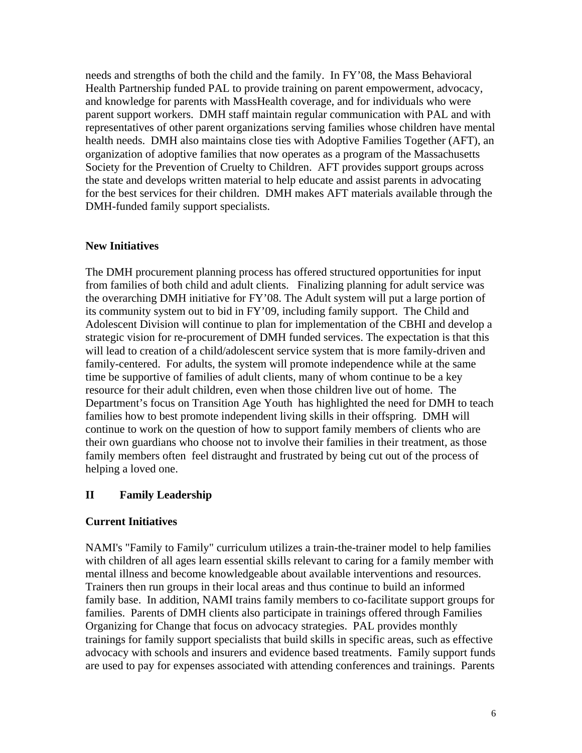needs and strengths of both the child and the family. In FY'08, the Mass Behavioral Health Partnership funded PAL to provide training on parent empowerment, advocacy, and knowledge for parents with MassHealth coverage, and for individuals who were parent support workers. DMH staff maintain regular communication with PAL and with representatives of other parent organizations serving families whose children have mental health needs. DMH also maintains close ties with Adoptive Families Together (AFT), an organization of adoptive families that now operates as a program of the Massachusetts Society for the Prevention of Cruelty to Children. AFT provides support groups across the state and develops written material to help educate and assist parents in advocating for the best services for their children. DMH makes AFT materials available through the DMH-funded family support specialists.

**New Initiatives**

The DMH procurement planning process has offered structured opportunities for input from families of both child and adult clients. Finalizing planning for adult service was the overarching DMH initiative for FY'08. The Adult system will put a large portion of its community system out to bid in FY'09, including family support. The Child and Adolescent Division will continue to plan for implementation of the CBHI and develop a strategic vision for re-procurement of DMH funded services. The expectation is that this will lead to creation of a child/adolescent service system that is more family-driven and family-centered. For adults, the system will promote independence while at the same time be supportive of families of adult clients, many of whom continue to be a key resource for their adult children, even when those children live out of home. The Department's focus on Transition Age Youth has highlighted the need for DMH to teach families how to best promote independent living skills in their offspring. DMH will continue to work on the question of how to support family members of clients who are their own guardians who choose not to involve their families in their treatment, as those family members often feel distraught and frustrated by being cut out of the process of helping a loved one.

## II Family Leadership

**Current Initiatives**

NAMI's "Family to Family" curriculum utilizes a train-the-trainer model to help families with children of all ages learn essential skills relevant to caring for a family member with mental illness and become knowledgeable about available interventions and resources. Trainers then run groups in their local areas and thus continue to build an informed family base. In addition, NAMI trains family members to co-facilitate support groups for families. Parents of DMH clients also participate in trainings offered through Families Organizing for Change that focus on advocacy strategies. PAL provides monthly trainings for family support specialists that build skills in specific areas, such as effective advocacy with schools and insurers and evidence based treatments. Family support funds are used to pay for expenses associated with attending conferences and trainings. Parents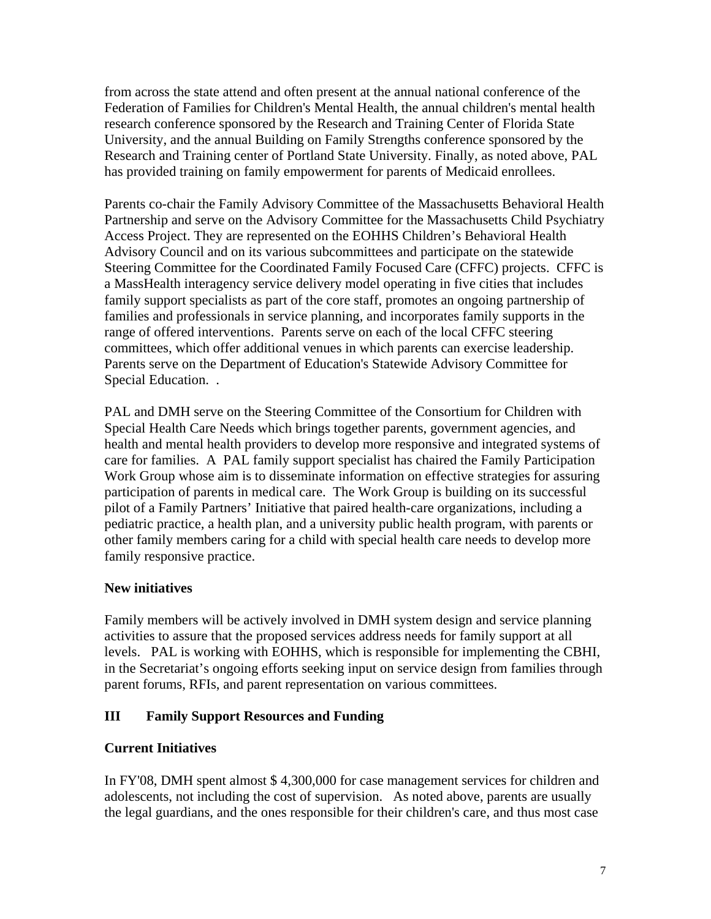from across the state attend and often present at the annual national conference of the Federation of Families for Children's Mental Health, the annual children's mental health research conference sponsored by the Research and Training Center of Florida State University, and the annual Building on Family Strengths conference sponsored by the Research and Training center of Portland State University. Finally, as noted above, PAL has provided training on family empowerment for parents of Medicaid enrollees.

Parents co-chair the Family Advisory Committee of the Massachusetts Behavioral Health Partnership and serve on the Advisory Committee for the Massachusetts Child Psychiatry Access Project. They are represented on the EOHHS Children's Behavioral Health Advisory Council and on its various subcommittees and participate on the statewide Steering Committee for the Coordinated Family Focused Care (CFFC) projects. CFFC is a MassHealth interagency service delivery model operating in five cities that includes family support specialists as part of the core staff, promotes an ongoing partnership of families and professionals in service planning, and incorporates family supports in the range of offered interventions. Parents serve on each of the local CFFC steering committees, which offer additional venues in which parents can exercise leadership. Parents serve on the Department of Education's Statewide Advisory Committee for Special Education. .

PAL and DMH serve on the Steering Committee of the Consortium for Children with Special Health Care Needs which brings together parents, government agencies, and health and mental health providers to develop more responsive and integrated systems of care for families. A PAL family support specialist has chaired the Family Participation Work Group whose aim is to disseminate information on effective strategies for assuring participation of parents in medical care. The Work Group is building on its successful pilot of a Family Partners' Initiative that paired health-care organizations, including a pediatric practice, a health plan, and a university public health program, with parents or other family members caring for a child with special health care needs to develop more family responsive practice.

**New initiatives**

Family members will be actively involved in DMH system design and service planning activities to assure that the proposed services address needs for family support at all levels. PAL is working with EOHHS, which is responsible for implementing the CBHI, in the Secretariat's ongoing efforts seeking input on service design from families through parent forums, RFIs, and parent representation on various committees.

## III Family Support Resources and Funding

**Current Initiatives**

In FY'08, DMH spent almost $ 4,300,000 for case management services for children and adolescents, not including the cost of supervision. As noted above, parents are usually the legal guardians, and the ones responsible for their children's care, and thus most case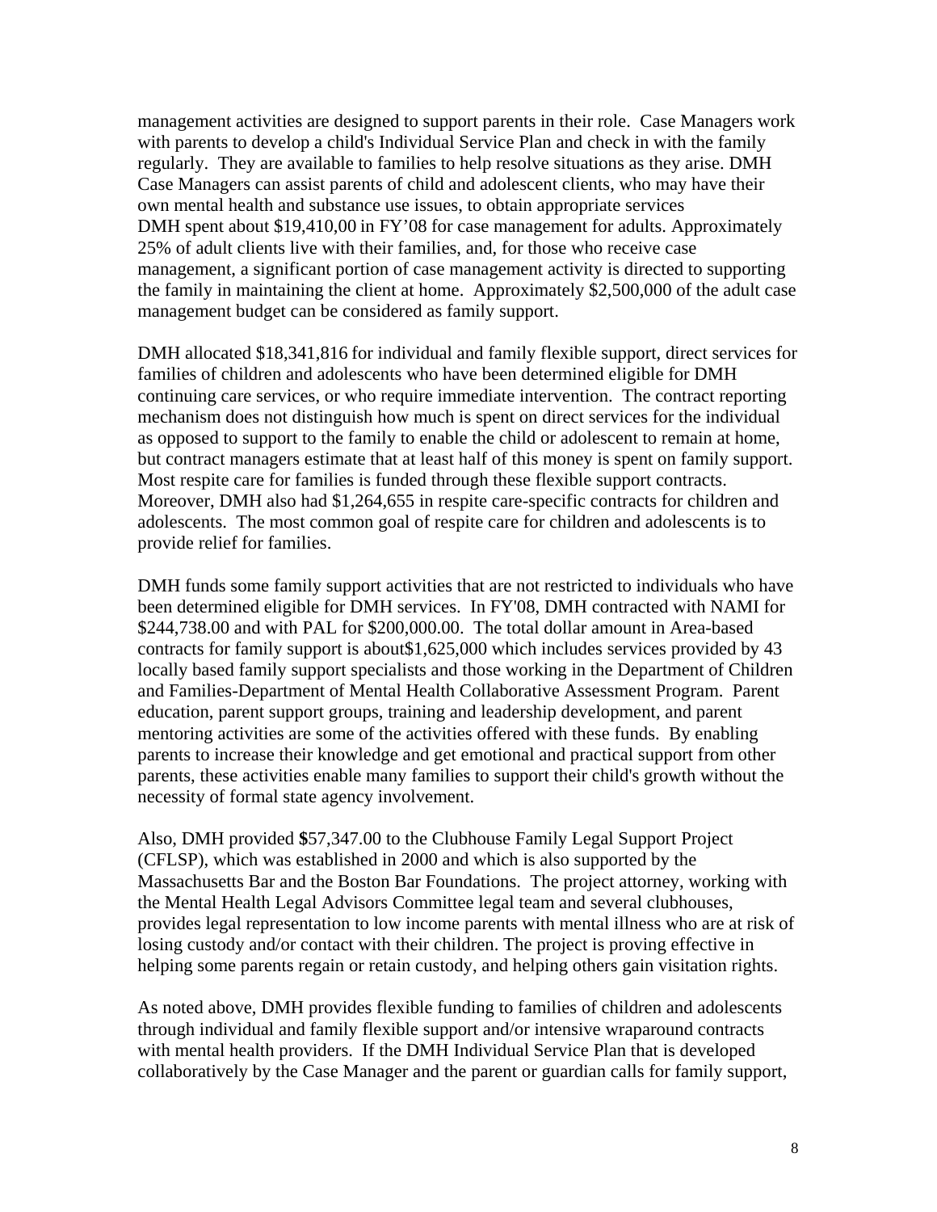management activities are designed to support parents in their role. Case Managers work with parents to develop a child's Individual Service Plan and check in with the family regularly. They are available to families to help resolve situations as they arise. DMH Case Managers can assist parents of child and adolescent clients, who may have their own mental health and substance use issues, to obtain appropriate services
DMH spent about $19,410,00 in FY'08 for case management for adults. Approximately 25% of adult clients live with their families, and, for those who receive case management, a significant portion of case management activity is directed to supporting the family in maintaining the client at home. Approximately $2,500,000 of the adult case management budget can be considered as family support.

DMH allocated $18,341,816 for individual and family flexible support, direct services for families of children and adolescents who have been determined eligible for DMH continuing care services, or who require immediate intervention. The contract reporting mechanism does not distinguish how much is spent on direct services for the individual as opposed to support to the family to enable the child or adolescent to remain at home, but contract managers estimate that at least half of this money is spent on family support. Most respite care for families is funded through these flexible support contracts. Moreover, DMH also had $1,264,655 in respite care-specific contracts for children and adolescents. The most common goal of respite care for children and adolescents is to provide relief for families.

DMH funds some family support activities that are not restricted to individuals who have been determined eligible for DMH services. In FY'08, DMH contracted with NAMI for $244,738.00 and with PAL for $200,000.00. The total dollar amount in Area-based contracts for family support is about$1,625,000 which includes services provided by 43 locally based family support specialists and those working in the Department of Children and Families-Department of Mental Health Collaborative Assessment Program. Parent education, parent support groups, training and leadership development, and parent mentoring activities are some of the activities offered with these funds. By enabling parents to increase their knowledge and get emotional and practical support from other parents, these activities enable many families to support their child's growth without the necessity of formal state agency involvement.

Also, DMH provided $57,347.00 to the Clubhouse Family Legal Support Project (CFLSP), which was established in 2000 and which is also supported by the Massachusetts Bar and the Boston Bar Foundations. The project attorney, working with the Mental Health Legal Advisors Committee legal team and several clubhouses, provides legal representation to low income parents with mental illness who are at risk of losing custody and/or contact with their children. The project is proving effective in helping some parents regain or retain custody, and helping others gain visitation rights.

As noted above, DMH provides flexible funding to families of children and adolescents through individual and family flexible support and/or intensive wraparound contracts with mental health providers. If the DMH Individual Service Plan that is developed collaboratively by the Case Manager and the parent or guardian calls for family support,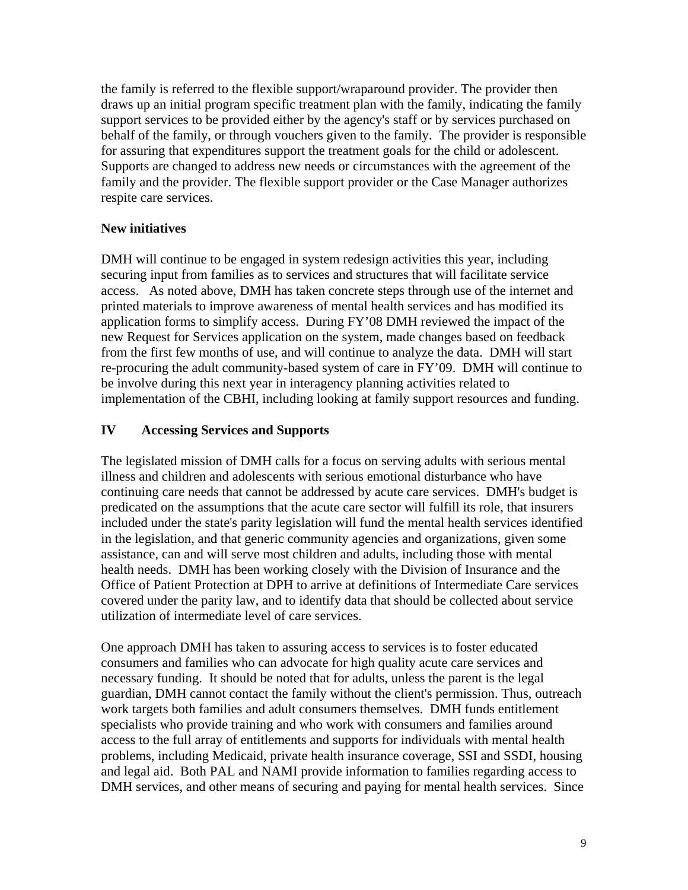the family is referred to the flexible support/wraparound provider. The provider then draws up an initial program specific treatment plan with the family, indicating the family support services to be provided either by the agency's staff or by services purchased on behalf of the family, or through vouchers given to the family. The provider is responsible for assuring that expenditures support the treatment goals for the child or adolescent. Supports are changed to address new needs or circumstances with the agreement of the family and the provider. The flexible support provider or the Case Manager authorizes respite care services.

**New initiatives**

DMH will continue to be engaged in system redesign activities this year, including securing input from families as to services and structures that will facilitate service access. As noted above, DMH has taken concrete steps through use of the internet and printed materials to improve awareness of mental health services and has modified its application forms to simplify access. During FY'08 DMH reviewed the impact of the new Request for Services application on the system, made changes based on feedback from the first few months of use, and will continue to analyze the data. DMH will start re-procuring the adult community-based system of care in FY'09. DMH will continue to be involve during this next year in interagency planning activities related to implementation of the CBHI, including looking at family support resources and funding.

## IV Accessing Services and Supports

The legislated mission of DMH calls for a focus on serving adults with serious mental illness and children and adolescents with serious emotional disturbance who have continuing care needs that cannot be addressed by acute care services. DMH's budget is predicated on the assumptions that the acute care sector will fulfill its role, that insurers included under the state's parity legislation will fund the mental health services identified in the legislation, and that generic community agencies and organizations, given some assistance, can and will serve most children and adults, including those with mental health needs. DMH has been working closely with the Division of Insurance and the Office of Patient Protection at DPH to arrive at definitions of Intermediate Care services covered under the parity law, and to identify data that should be collected about service utilization of intermediate level of care services.

One approach DMH has taken to assuring access to services is to foster educated consumers and families who can advocate for high quality acute care services and necessary funding. It should be noted that for adults, unless the parent is the legal guardian, DMH cannot contact the family without the client's permission. Thus, outreach work targets both families and adult consumers themselves. DMH funds entitlement specialists who provide training and who work with consumers and families around access to the full array of entitlements and supports for individuals with mental health problems, including Medicaid, private health insurance coverage, SSI and SSDI, housing and legal aid. Both PAL and NAMI provide information to families regarding access to DMH services, and other means of securing and paying for mental health services. Since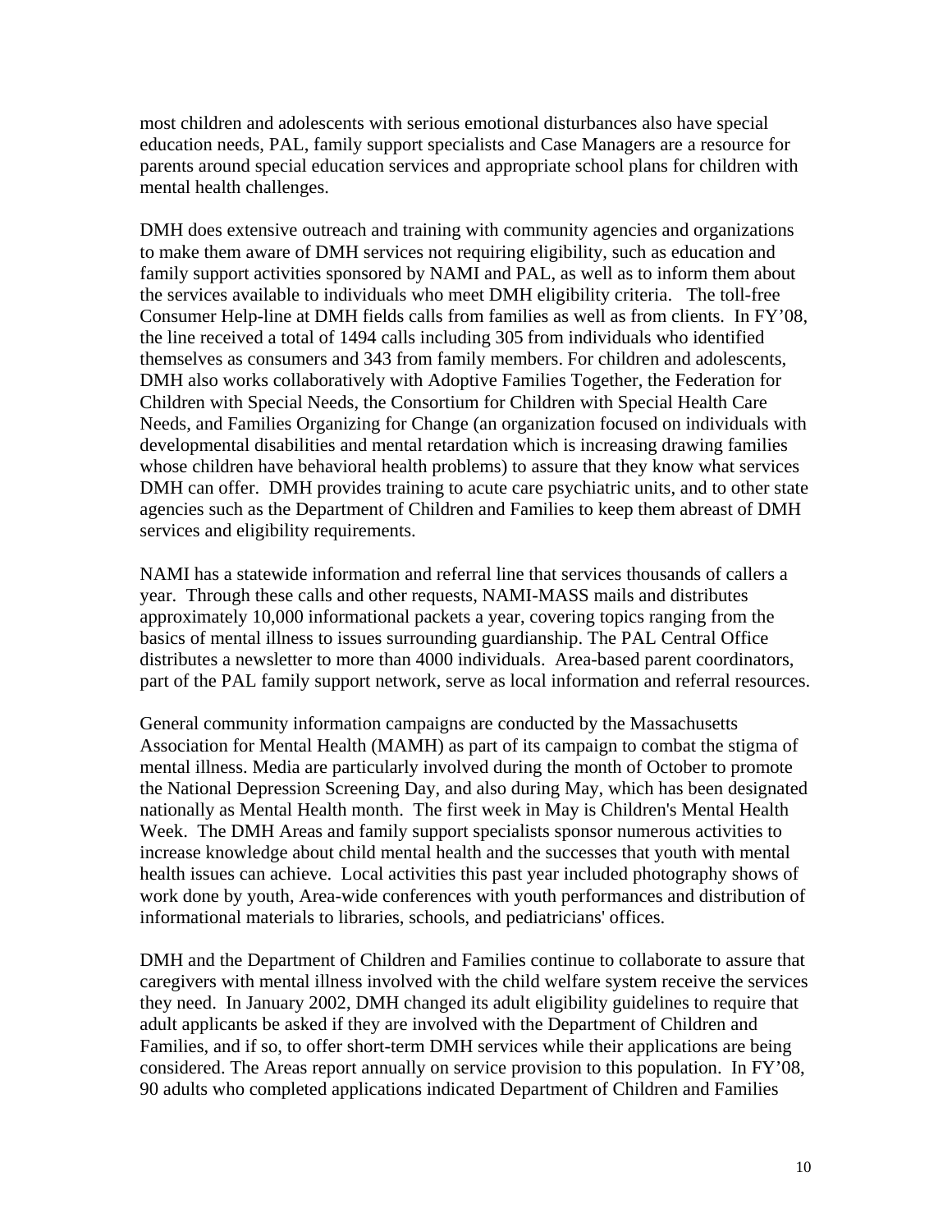most children and adolescents with serious emotional disturbances also have special education needs, PAL, family support specialists and Case Managers are a resource for parents around special education services and appropriate school plans for children with mental health challenges.

DMH does extensive outreach and training with community agencies and organizations to make them aware of DMH services not requiring eligibility, such as education and family support activities sponsored by NAMI and PAL, as well as to inform them about the services available to individuals who meet DMH eligibility criteria. The toll-free Consumer Help-line at DMH fields calls from families as well as from clients. In FY'08, the line received a total of 1494 calls including 305 from individuals who identified themselves as consumers and 343 from family members. For children and adolescents, DMH also works collaboratively with Adoptive Families Together, the Federation for Children with Special Needs, the Consortium for Children with Special Health Care Needs, and Families Organizing for Change (an organization focused on individuals with developmental disabilities and mental retardation which is increasing drawing families whose children have behavioral health problems) to assure that they know what services DMH can offer. DMH provides training to acute care psychiatric units, and to other state agencies such as the Department of Children and Families to keep them abreast of DMH services and eligibility requirements.

NAMI has a statewide information and referral line that services thousands of callers a year. Through these calls and other requests, NAMI-MASS mails and distributes approximately 10,000 informational packets a year, covering topics ranging from the basics of mental illness to issues surrounding guardianship. The PAL Central Office distributes a newsletter to more than 4000 individuals. Area-based parent coordinators, part of the PAL family support network, serve as local information and referral resources.

General community information campaigns are conducted by the Massachusetts Association for Mental Health (MAMH) as part of its campaign to combat the stigma of mental illness. Media are particularly involved during the month of October to promote the National Depression Screening Day, and also during May, which has been designated nationally as Mental Health month. The first week in May is Children's Mental Health Week. The DMH Areas and family support specialists sponsor numerous activities to increase knowledge about child mental health and the successes that youth with mental health issues can achieve. Local activities this past year included photography shows of work done by youth, Area-wide conferences with youth performances and distribution of informational materials to libraries, schools, and pediatricians' offices.

DMH and the Department of Children and Families continue to collaborate to assure that caregivers with mental illness involved with the child welfare system receive the services they need. In January 2002, DMH changed its adult eligibility guidelines to require that adult applicants be asked if they are involved with the Department of Children and Families, and if so, to offer short-term DMH services while their applications are being considered. The Areas report annually on service provision to this population. In FY'08, 90 adults who completed applications indicated Department of Children and Families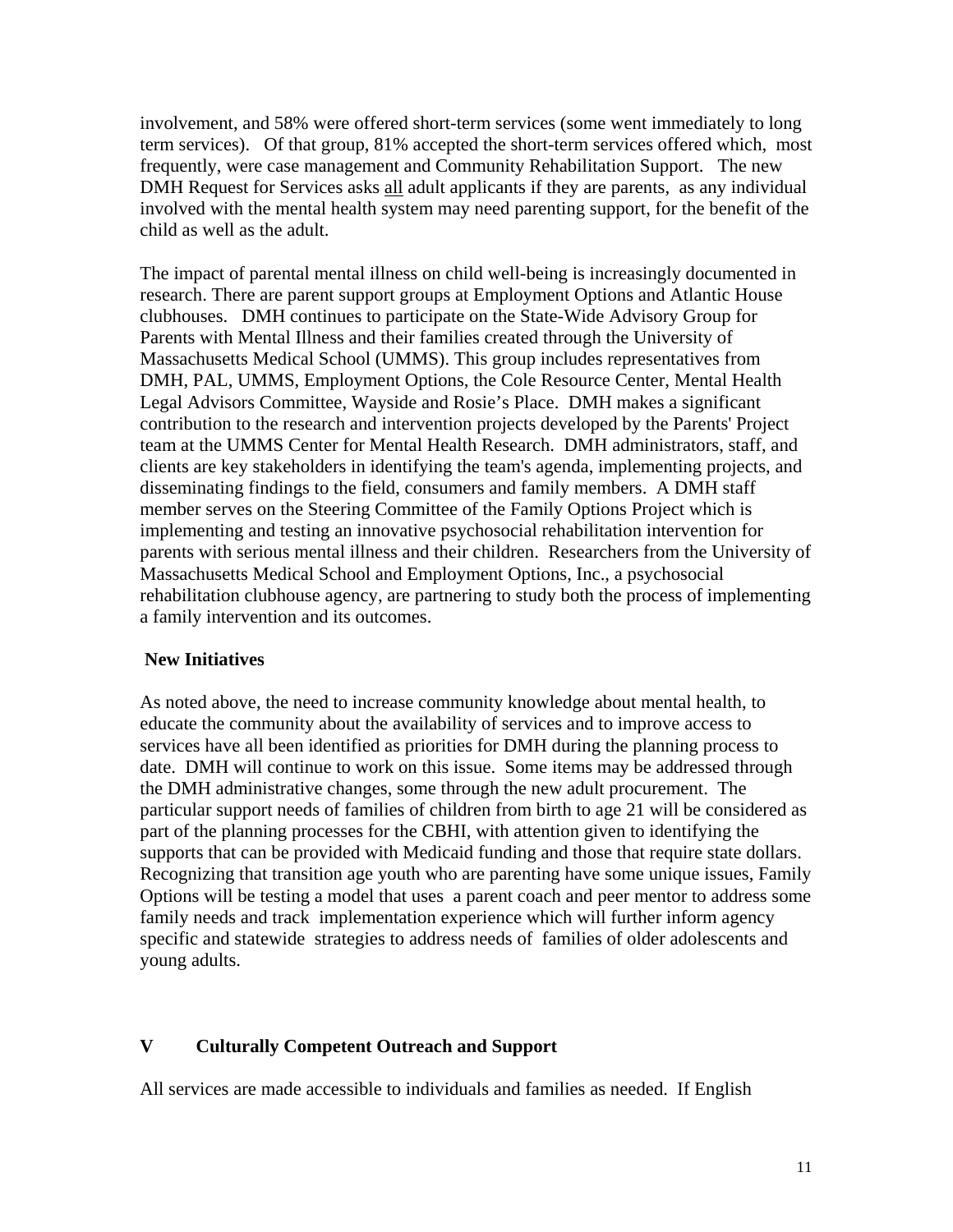involvement, and 58% were offered short-term services (some went immediately to long term services). Of that group, 81% accepted the short-term services offered which, most frequently, were case management and Community Rehabilitation Support. The new DMH Request for Services asks <u>all</u> adult applicants if they are parents, as any individual involved with the mental health system may need parenting support, for the benefit of the child as well as the adult.

The impact of parental mental illness on child well-being is increasingly documented in research. There are parent support groups at Employment Options and Atlantic House clubhouses. DMH continues to participate on the State-Wide Advisory Group for Parents with Mental Illness and their families created through the University of Massachusetts Medical School (UMMS). This group includes representatives from DMH, PAL, UMMS, Employment Options, the Cole Resource Center, Mental Health Legal Advisors Committee, Wayside and Rosie's Place. DMH makes a significant contribution to the research and intervention projects developed by the Parents' Project team at the UMMS Center for Mental Health Research. DMH administrators, staff, and clients are key stakeholders in identifying the team's agenda, implementing projects, and disseminating findings to the field, consumers and family members. A DMH staff member serves on the Steering Committee of the Family Options Project which is implementing and testing an innovative psychosocial rehabilitation intervention for parents with serious mental illness and their children. Researchers from the University of Massachusetts Medical School and Employment Options, Inc., a psychosocial rehabilitation clubhouse agency, are partnering to study both the process of implementing a family intervention and its outcomes.

**New Initiatives**

As noted above, the need to increase community knowledge about mental health, to educate the community about the availability of services and to improve access to services have all been identified as priorities for DMH during the planning process to date. DMH will continue to work on this issue. Some items may be addressed through the DMH administrative changes, some through the new adult procurement. The particular support needs of families of children from birth to age 21 will be considered as part of the planning processes for the CBHI, with attention given to identifying the supports that can be provided with Medicaid funding and those that require state dollars. Recognizing that transition age youth who are parenting have some unique issues, Family Options will be testing a model that uses a parent coach and peer mentor to address some family needs and track implementation experience which will further inform agency specific and statewide strategies to address needs of families of older adolescents and young adults.

## V Culturally Competent Outreach and Support

All services are made accessible to individuals and families as needed. If English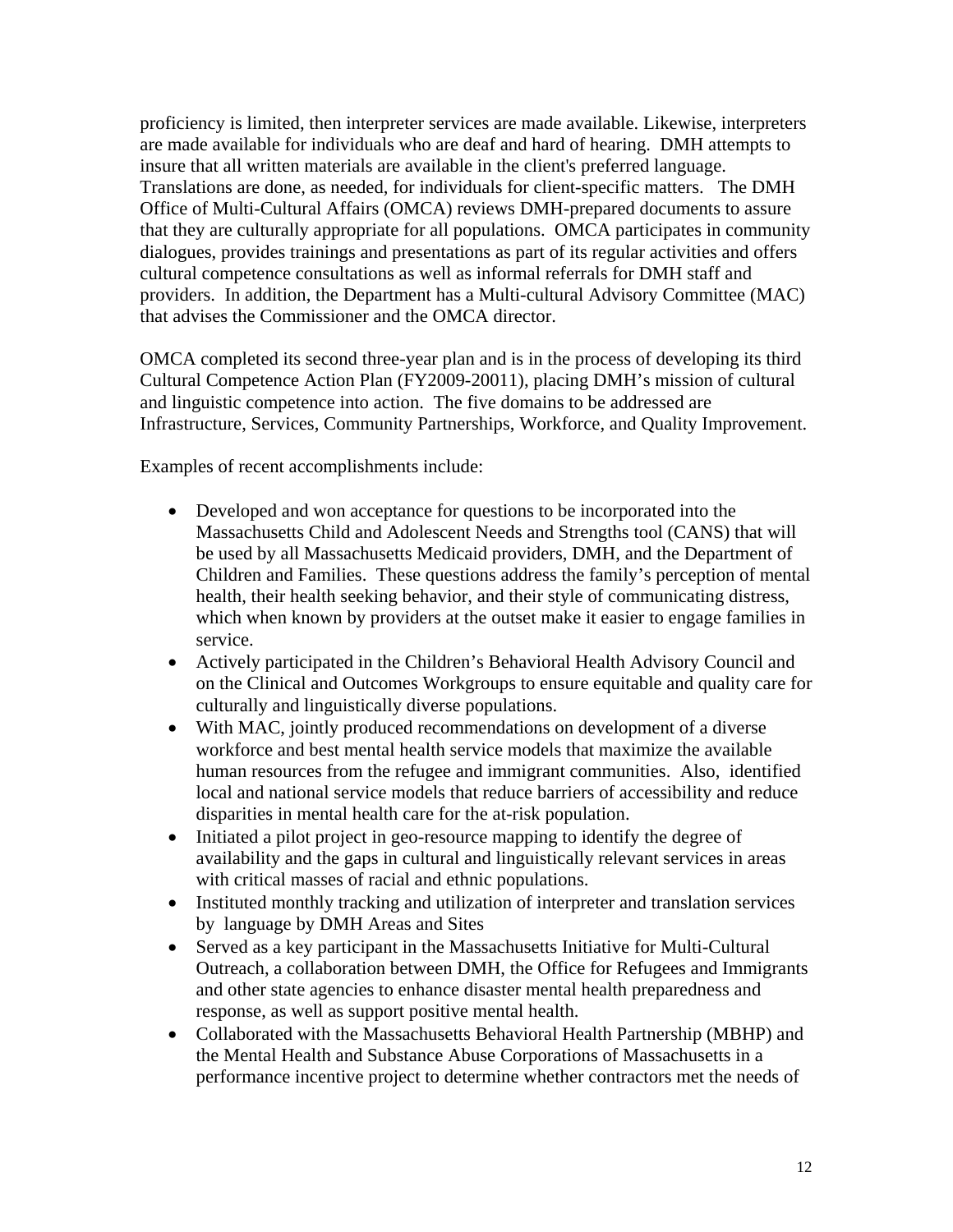proficiency is limited, then interpreter services are made available. Likewise, interpreters are made available for individuals who are deaf and hard of hearing. DMH attempts to insure that all written materials are available in the client's preferred language. Translations are done, as needed, for individuals for client-specific matters. The DMH Office of Multi-Cultural Affairs (OMCA) reviews DMH-prepared documents to assure that they are culturally appropriate for all populations. OMCA participates in community dialogues, provides trainings and presentations as part of its regular activities and offers cultural competence consultations as well as informal referrals for DMH staff and providers. In addition, the Department has a Multi-cultural Advisory Committee (MAC) that advises the Commissioner and the OMCA director.

OMCA completed its second three-year plan and is in the process of developing its third Cultural Competence Action Plan (FY2009-20011), placing DMH's mission of cultural and linguistic competence into action. The five domains to be addressed are Infrastructure, Services, Community Partnerships, Workforce, and Quality Improvement.

Examples of recent accomplishments include:

- Developed and won acceptance for questions to be incorporated into the Massachusetts Child and Adolescent Needs and Strengths tool (CANS) that will be used by all Massachusetts Medicaid providers, DMH, and the Department of Children and Families. These questions address the family's perception of mental health, their health seeking behavior, and their style of communicating distress, which when known by providers at the outset make it easier to engage families in service.
- Actively participated in the Children's Behavioral Health Advisory Council and on the Clinical and Outcomes Workgroups to ensure equitable and quality care for culturally and linguistically diverse populations.
- With MAC, jointly produced recommendations on development of a diverse workforce and best mental health service models that maximize the available human resources from the refugee and immigrant communities. Also, identified local and national service models that reduce barriers of accessibility and reduce disparities in mental health care for the at-risk population.
- Initiated a pilot project in geo-resource mapping to identify the degree of availability and the gaps in cultural and linguistically relevant services in areas with critical masses of racial and ethnic populations.
- Instituted monthly tracking and utilization of interpreter and translation services by language by DMH Areas and Sites
- Served as a key participant in the Massachusetts Initiative for Multi-Cultural Outreach, a collaboration between DMH, the Office for Refugees and Immigrants and other state agencies to enhance disaster mental health preparedness and response, as well as support positive mental health.
- Collaborated with the Massachusetts Behavioral Health Partnership (MBHP) and the Mental Health and Substance Abuse Corporations of Massachusetts in a performance incentive project to determine whether contractors met the needs of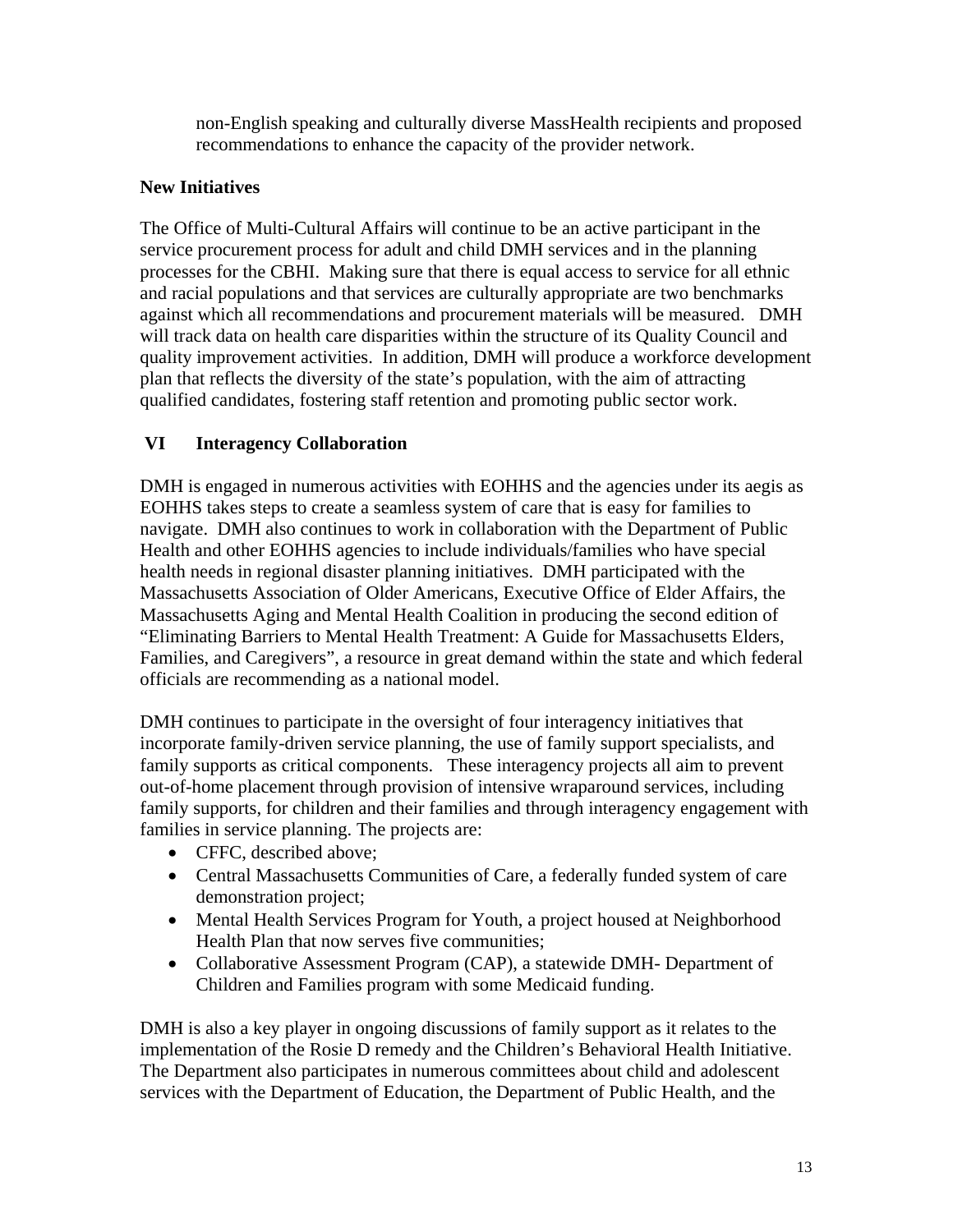non-English speaking and culturally diverse MassHealth recipients and proposed recommendations to enhance the capacity of the provider network.

**New Initiatives**

The Office of Multi-Cultural Affairs will continue to be an active participant in the service procurement process for adult and child DMH services and in the planning processes for the CBHI. Making sure that there is equal access to service for all ethnic and racial populations and that services are culturally appropriate are two benchmarks against which all recommendations and procurement materials will be measured. DMH will track data on health care disparities within the structure of its Quality Council and quality improvement activities. In addition, DMH will produce a workforce development plan that reflects the diversity of the state's population, with the aim of attracting qualified candidates, fostering staff retention and promoting public sector work.

## VI Interagency Collaboration

DMH is engaged in numerous activities with EOHHS and the agencies under its aegis as EOHHS takes steps to create a seamless system of care that is easy for families to navigate. DMH also continues to work in collaboration with the Department of Public Health and other EOHHS agencies to include individuals/families who have special health needs in regional disaster planning initiatives. DMH participated with the Massachusetts Association of Older Americans, Executive Office of Elder Affairs, the Massachusetts Aging and Mental Health Coalition in producing the second edition of "Eliminating Barriers to Mental Health Treatment: A Guide for Massachusetts Elders, Families, and Caregivers", a resource in great demand within the state and which federal officials are recommending as a national model.

DMH continues to participate in the oversight of four interagency initiatives that incorporate family-driven service planning, the use of family support specialists, and family supports as critical components. These interagency projects all aim to prevent out-of-home placement through provision of intensive wraparound services, including family supports, for children and their families and through interagency engagement with families in service planning. The projects are:

- CFFC, described above;
- Central Massachusetts Communities of Care, a federally funded system of care demonstration project;
- Mental Health Services Program for Youth, a project housed at Neighborhood Health Plan that now serves five communities;
- Collaborative Assessment Program (CAP), a statewide DMH- Department of Children and Families program with some Medicaid funding.

DMH is also a key player in ongoing discussions of family support as it relates to the implementation of the Rosie D remedy and the Children's Behavioral Health Initiative. The Department also participates in numerous committees about child and adolescent services with the Department of Education, the Department of Public Health, and the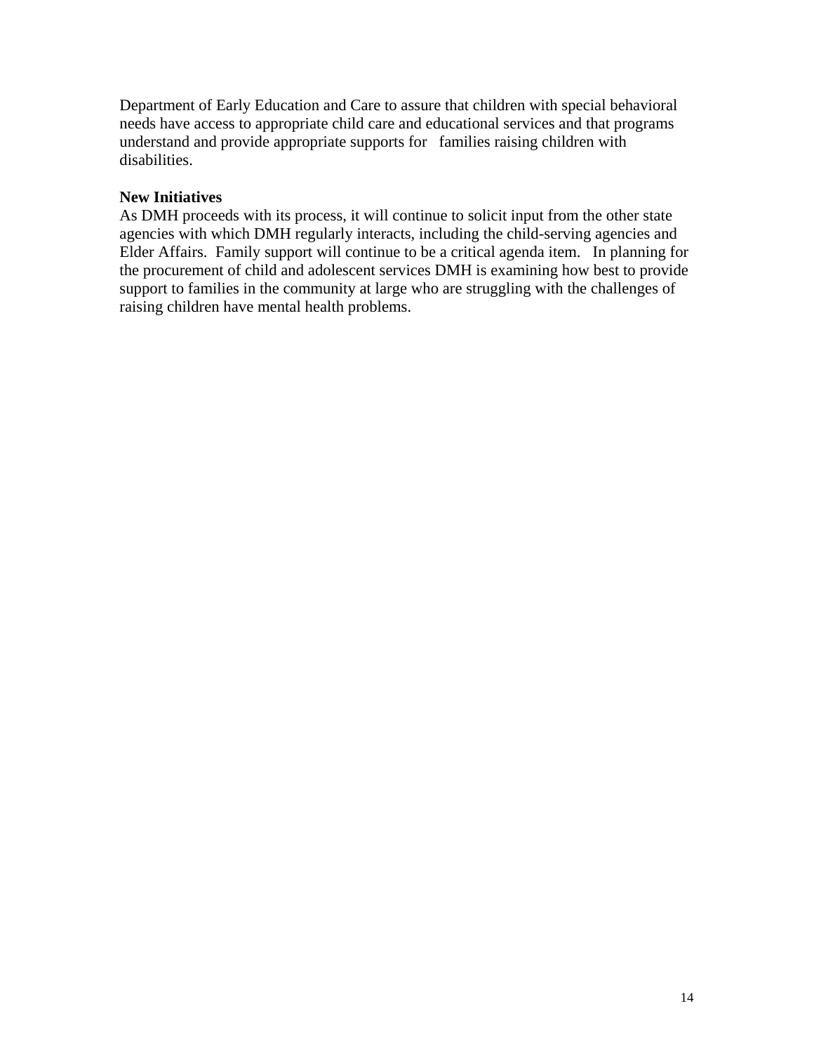Department of Early Education and Care to assure that children with special behavioral needs have access to appropriate child care and educational services and that programs understand and provide appropriate supports for families raising children with disabilities.

**New Initiatives**

As DMH proceeds with its process, it will continue to solicit input from the other state agencies with which DMH regularly interacts, including the child-serving agencies and Elder Affairs. Family support will continue to be a critical agenda item. In planning for the procurement of child and adolescent services DMH is examining how best to provide support to families in the community at large who are struggling with the challenges of raising children have mental health problems.